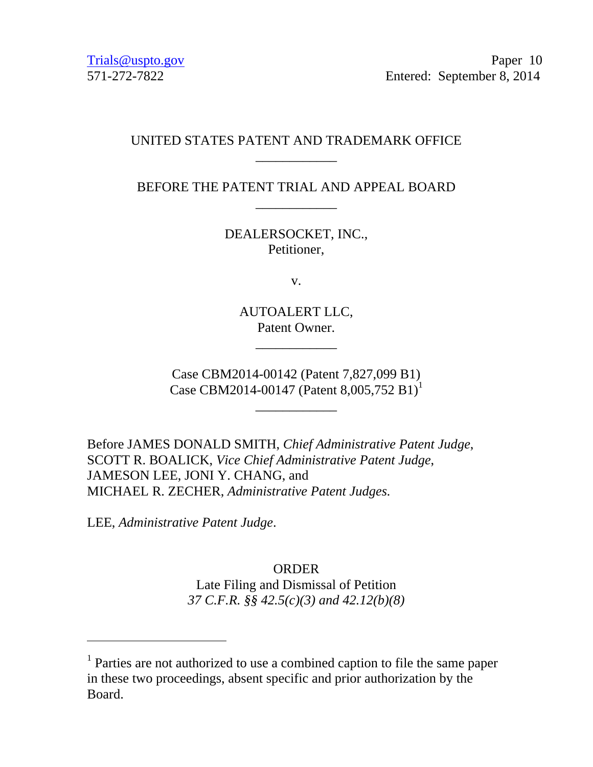Trials@uspto.gov
571-272-7822

Paper 10
Entered: September 8, 2014

UNITED STATES PATENT AND TRADEMARK OFFICE

---

BEFORE THE PATENT TRIAL AND APPEAL BOARD

---

DEALERSOCKET, INC.,
Petitioner,

v.

AUTOALERT LLC,
Patent Owner.

---

Case CBM2014-00142 (Patent 7,827,099 B1)
Case CBM2014-00147 (Patent 8,005,752 B1)[1]

---

Before JAMES DONALD SMITH, *Chief Administrative Patent Judge*, SCOTT R. BOALICK, *Vice Chief Administrative Patent Judge*, JAMESON LEE, JONI Y. CHANG, and MICHAEL R. ZECHER, *Administrative Patent Judges*.

LEE, *Administrative Patent Judge*.

ORDER
Late Filing and Dismissal of Petition
*37 C.F.R. §§ 42.5(c)(3) and 42.12(b)(8)*

---

[1] Parties are not authorized to use a combined caption to file the same paper in these two proceedings, absent specific and prior authorization by the Board.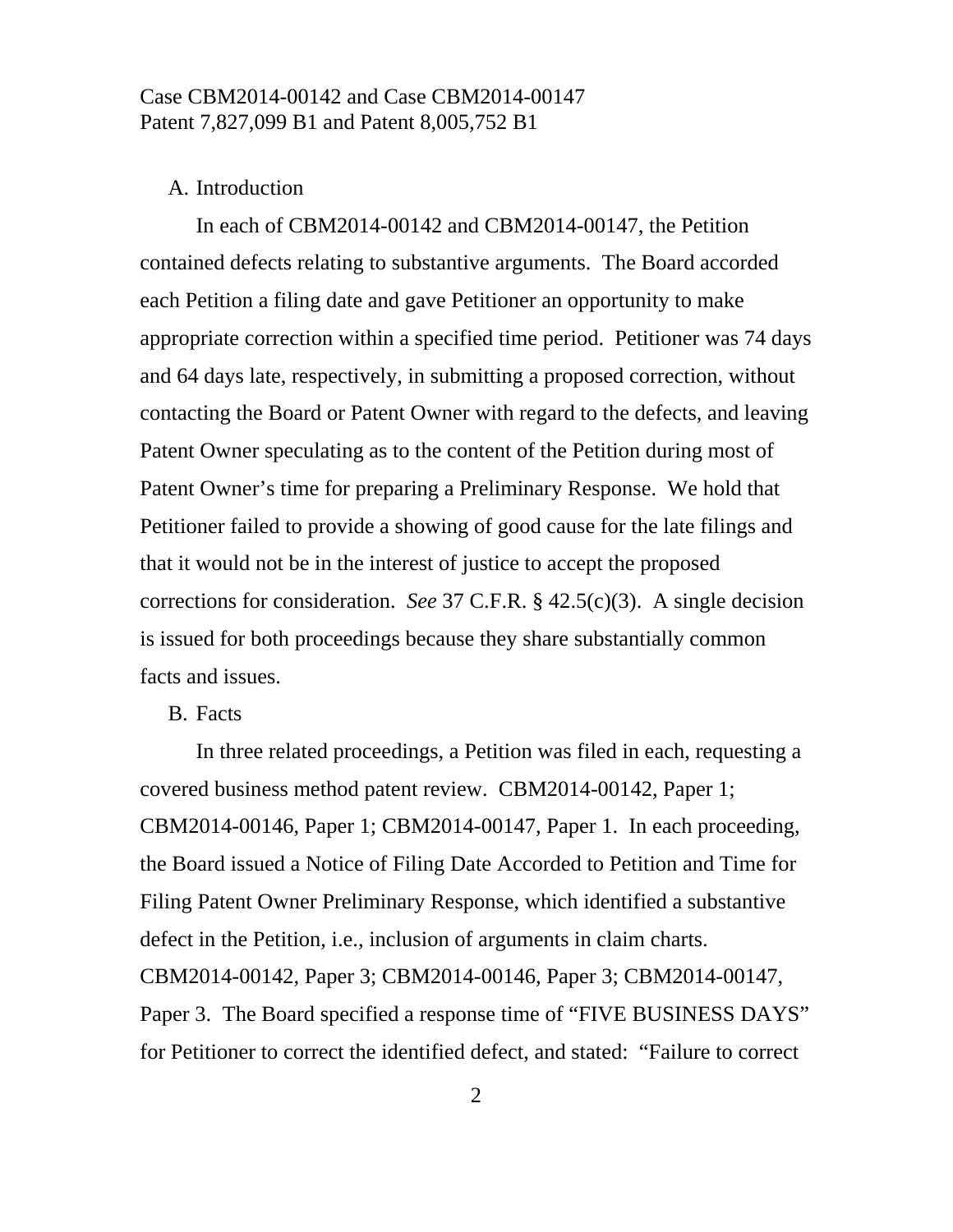## A. Introduction

In each of CBM2014-00142 and CBM2014-00147, the Petition contained defects relating to substantive arguments. The Board accorded each Petition a filing date and gave Petitioner an opportunity to make appropriate correction within a specified time period. Petitioner was 74 days and 64 days late, respectively, in submitting a proposed correction, without contacting the Board or Patent Owner with regard to the defects, and leaving Patent Owner speculating as to the content of the Petition during most of Patent Owner's time for preparing a Preliminary Response. We hold that Petitioner failed to provide a showing of good cause for the late filings and that it would not be in the interest of justice to accept the proposed corrections for consideration. *See* 37 C.F.R. § 42.5(c)(3). A single decision is issued for both proceedings because they share substantially common facts and issues.

## B. Facts

In three related proceedings, a Petition was filed in each, requesting a covered business method patent review. CBM2014-00142, Paper 1; CBM2014-00146, Paper 1; CBM2014-00147, Paper 1. In each proceeding, the Board issued a Notice of Filing Date Accorded to Petition and Time for Filing Patent Owner Preliminary Response, which identified a substantive defect in the Petition, i.e., inclusion of arguments in claim charts. CBM2014-00142, Paper 3; CBM2014-00146, Paper 3; CBM2014-00147, Paper 3. The Board specified a response time of "FIVE BUSINESS DAYS" for Petitioner to correct the identified defect, and stated: "Failure to correct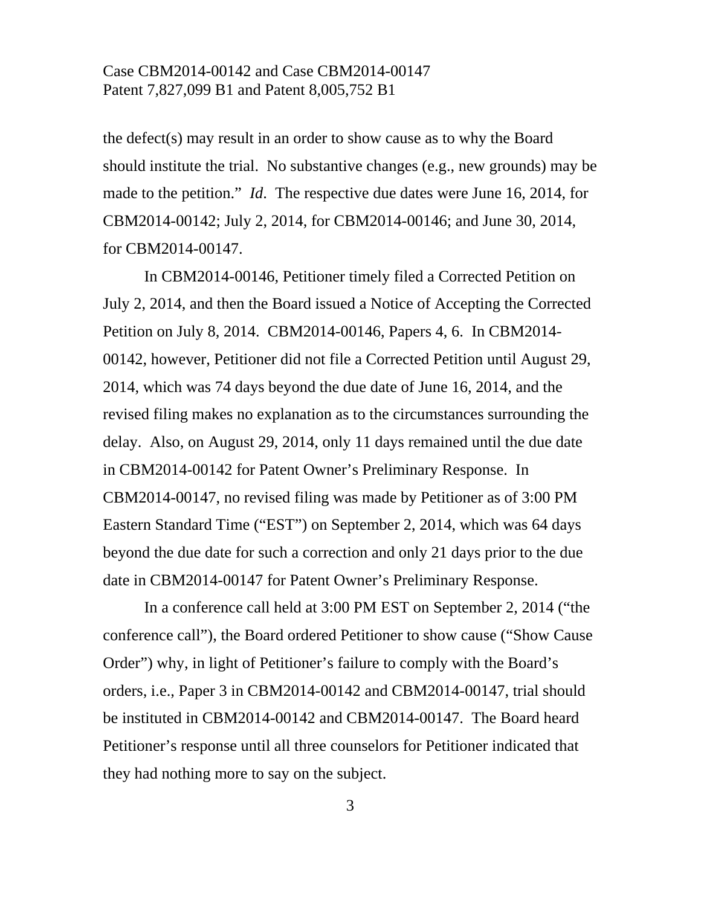the defect(s) may result in an order to show cause as to why the Board should institute the trial. No substantive changes (e.g., new grounds) may be made to the petition." *Id*. The respective due dates were June 16, 2014, for CBM2014-00142; July 2, 2014, for CBM2014-00146; and June 30, 2014, for CBM2014-00147.

In CBM2014-00146, Petitioner timely filed a Corrected Petition on July 2, 2014, and then the Board issued a Notice of Accepting the Corrected Petition on July 8, 2014. CBM2014-00146, Papers 4, 6. In CBM2014-00142, however, Petitioner did not file a Corrected Petition until August 29, 2014, which was 74 days beyond the due date of June 16, 2014, and the revised filing makes no explanation as to the circumstances surrounding the delay. Also, on August 29, 2014, only 11 days remained until the due date in CBM2014-00142 for Patent Owner's Preliminary Response. In CBM2014-00147, no revised filing was made by Petitioner as of 3:00 PM Eastern Standard Time ("EST") on September 2, 2014, which was 64 days beyond the due date for such a correction and only 21 days prior to the due date in CBM2014-00147 for Patent Owner's Preliminary Response.

In a conference call held at 3:00 PM EST on September 2, 2014 ("the conference call"), the Board ordered Petitioner to show cause ("Show Cause Order") why, in light of Petitioner's failure to comply with the Board's orders, i.e., Paper 3 in CBM2014-00142 and CBM2014-00147, trial should be instituted in CBM2014-00142 and CBM2014-00147. The Board heard Petitioner's response until all three counselors for Petitioner indicated that they had nothing more to say on the subject.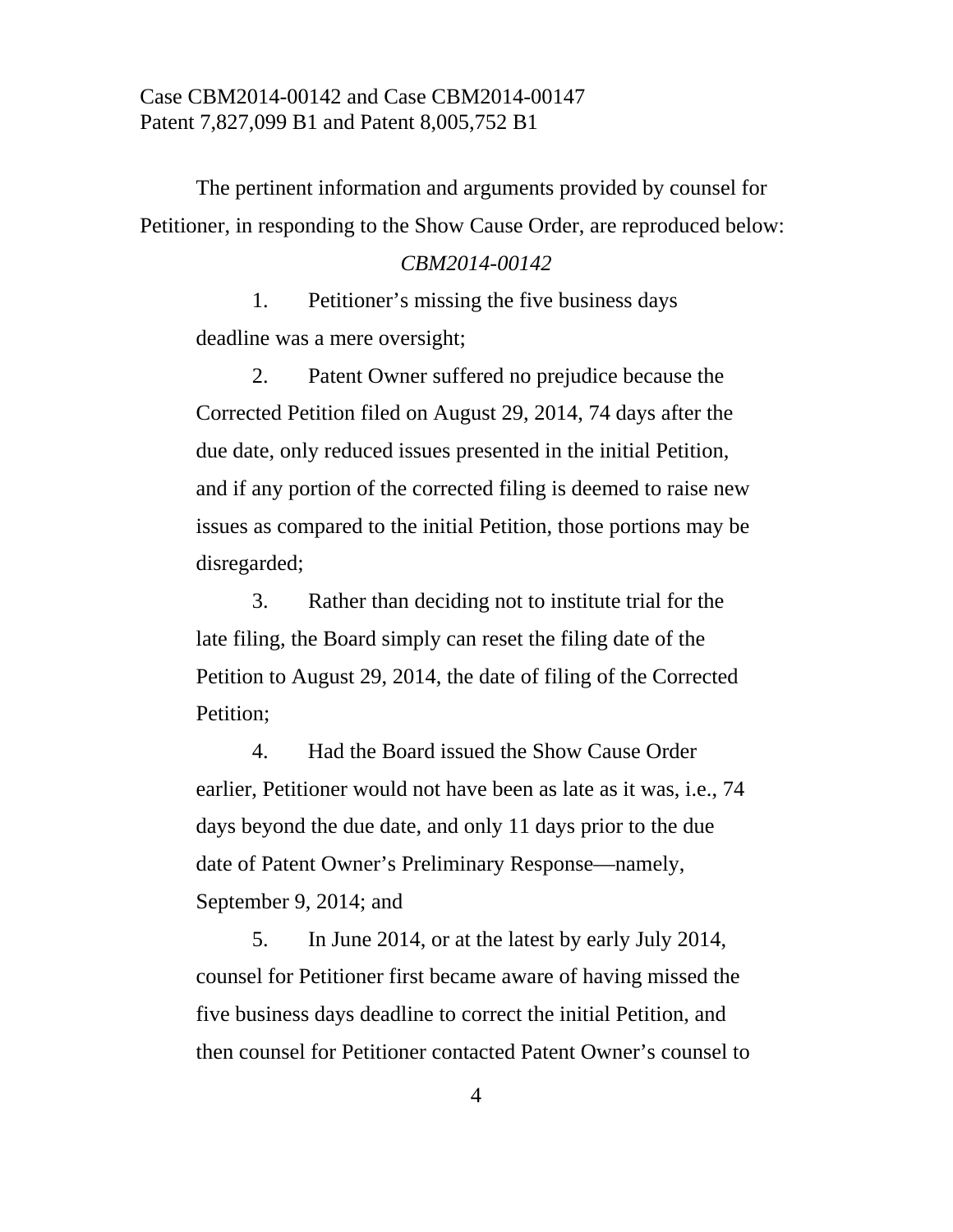The pertinent information and arguments provided by counsel for Petitioner, in responding to the Show Cause Order, are reproduced below:

*CBM2014-00142*

> 1. Petitioner's missing the five business days deadline was a mere oversight;
>
> 2. Patent Owner suffered no prejudice because the Corrected Petition filed on August 29, 2014, 74 days after the due date, only reduced issues presented in the initial Petition, and if any portion of the corrected filing is deemed to raise new issues as compared to the initial Petition, those portions may be disregarded;
>
> 3. Rather than deciding not to institute trial for the late filing, the Board simply can reset the filing date of the Petition to August 29, 2014, the date of filing of the Corrected Petition;
>
> 4. Had the Board issued the Show Cause Order earlier, Petitioner would not have been as late as it was, i.e., 74 days beyond the due date, and only 11 days prior to the due date of Patent Owner's Preliminary Response—namely, September 9, 2014; and
>
> 5. In June 2014, or at the latest by early July 2014, counsel for Petitioner first became aware of having missed the five business days deadline to correct the initial Petition, and then counsel for Petitioner contacted Patent Owner's counsel to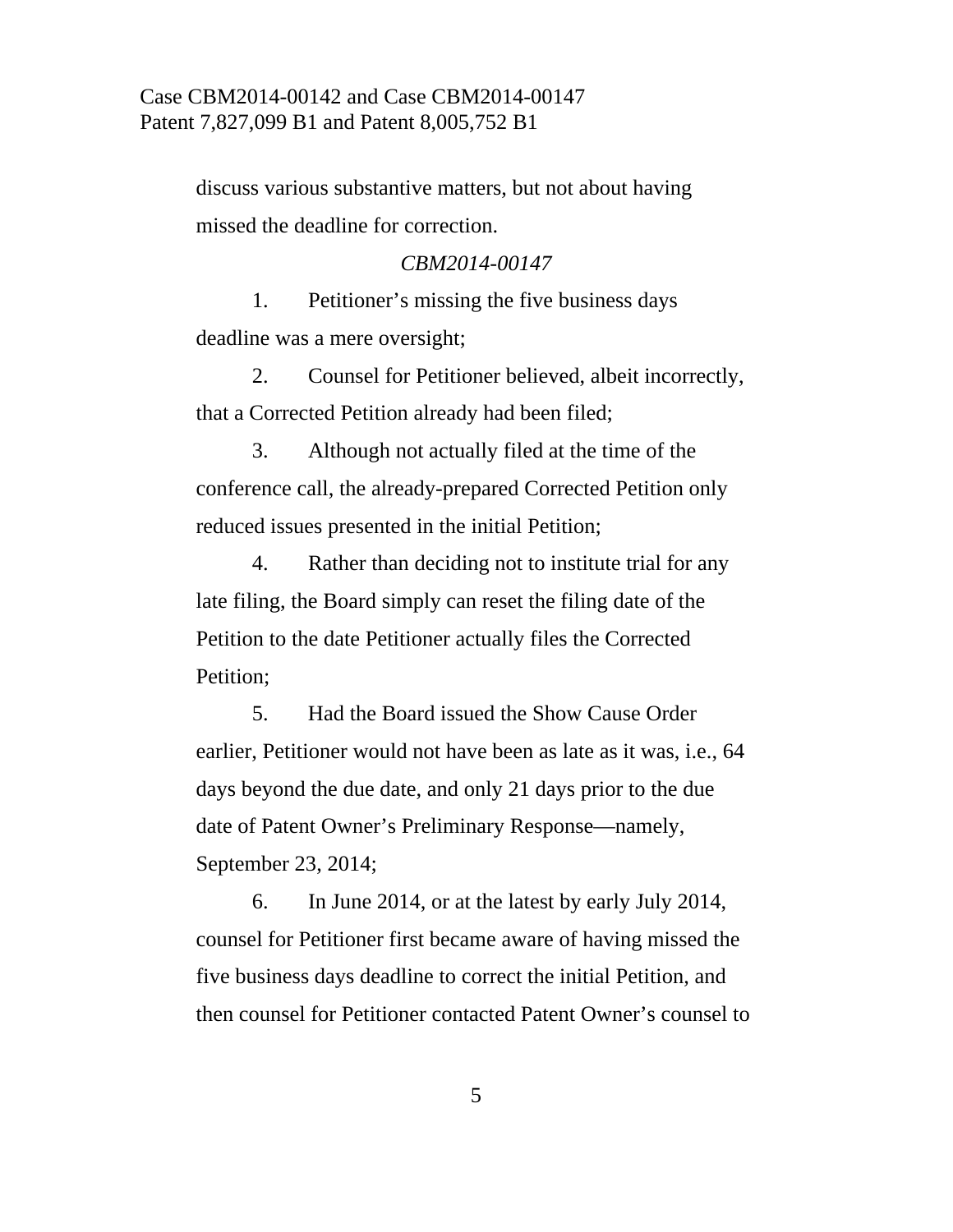discuss various substantive matters, but not about having missed the deadline for correction.

*CBM2014-00147*

1. Petitioner's missing the five business days deadline was a mere oversight;

2. Counsel for Petitioner believed, albeit incorrectly, that a Corrected Petition already had been filed;

3. Although not actually filed at the time of the conference call, the already-prepared Corrected Petition only reduced issues presented in the initial Petition;

4. Rather than deciding not to institute trial for any late filing, the Board simply can reset the filing date of the Petition to the date Petitioner actually files the Corrected Petition;

5. Had the Board issued the Show Cause Order earlier, Petitioner would not have been as late as it was, i.e., 64 days beyond the due date, and only 21 days prior to the due date of Patent Owner's Preliminary Response—namely, September 23, 2014;

6. In June 2014, or at the latest by early July 2014, counsel for Petitioner first became aware of having missed the five business days deadline to correct the initial Petition, and then counsel for Petitioner contacted Patent Owner's counsel to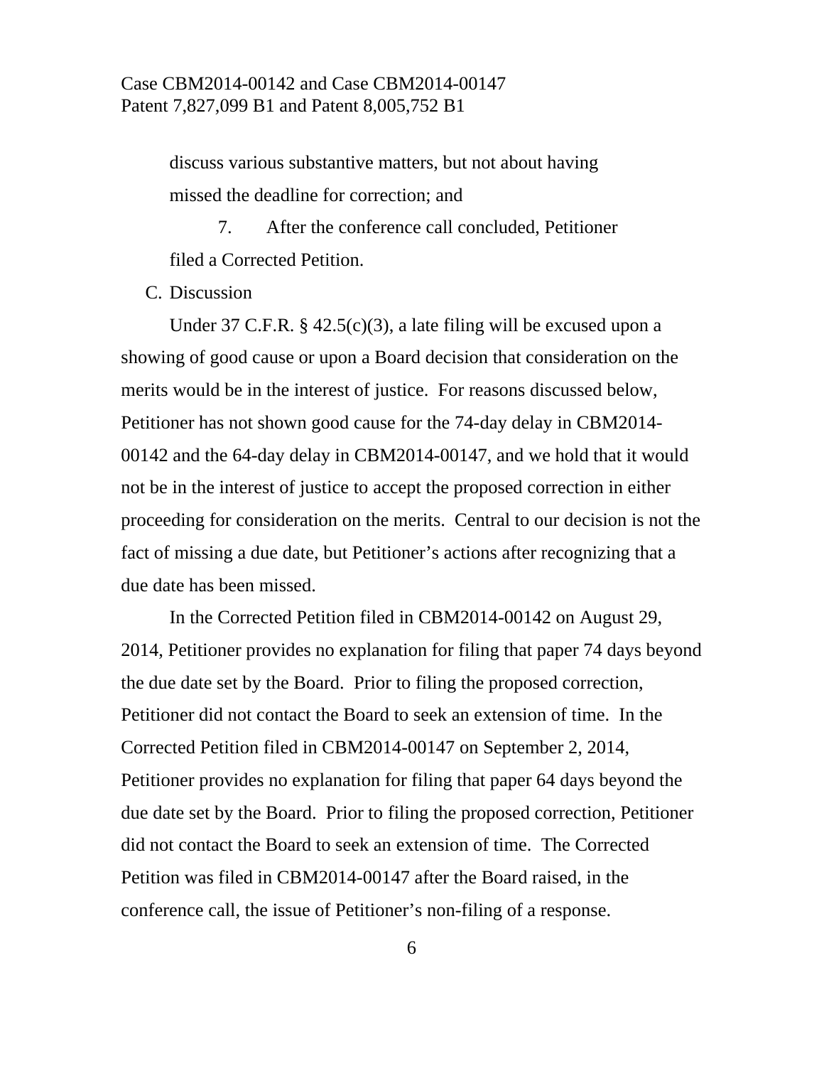discuss various substantive matters, but not about having missed the deadline for correction; and

7. After the conference call concluded, Petitioner filed a Corrected Petition.

C. Discussion

Under 37 C.F.R. § 42.5(c)(3), a late filing will be excused upon a showing of good cause or upon a Board decision that consideration on the merits would be in the interest of justice. For reasons discussed below, Petitioner has not shown good cause for the 74-day delay in CBM2014-00142 and the 64-day delay in CBM2014-00147, and we hold that it would not be in the interest of justice to accept the proposed correction in either proceeding for consideration on the merits. Central to our decision is not the fact of missing a due date, but Petitioner's actions after recognizing that a due date has been missed.

In the Corrected Petition filed in CBM2014-00142 on August 29, 2014, Petitioner provides no explanation for filing that paper 74 days beyond the due date set by the Board. Prior to filing the proposed correction, Petitioner did not contact the Board to seek an extension of time. In the Corrected Petition filed in CBM2014-00147 on September 2, 2014, Petitioner provides no explanation for filing that paper 64 days beyond the due date set by the Board. Prior to filing the proposed correction, Petitioner did not contact the Board to seek an extension of time. The Corrected Petition was filed in CBM2014-00147 after the Board raised, in the conference call, the issue of Petitioner's non-filing of a response.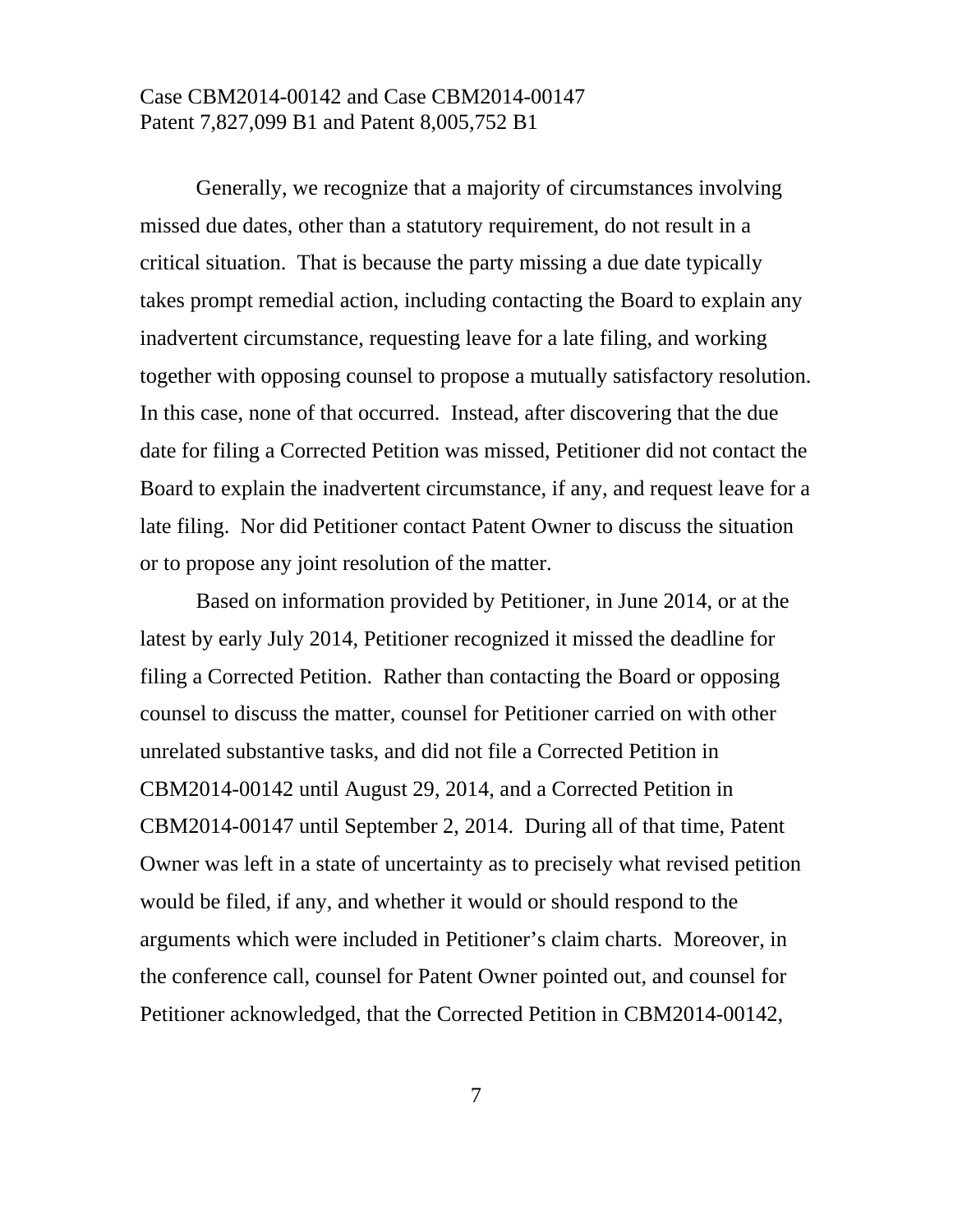Generally, we recognize that a majority of circumstances involving missed due dates, other than a statutory requirement, do not result in a critical situation. That is because the party missing a due date typically takes prompt remedial action, including contacting the Board to explain any inadvertent circumstance, requesting leave for a late filing, and working together with opposing counsel to propose a mutually satisfactory resolution. In this case, none of that occurred. Instead, after discovering that the due date for filing a Corrected Petition was missed, Petitioner did not contact the Board to explain the inadvertent circumstance, if any, and request leave for a late filing. Nor did Petitioner contact Patent Owner to discuss the situation or to propose any joint resolution of the matter.

Based on information provided by Petitioner, in June 2014, or at the latest by early July 2014, Petitioner recognized it missed the deadline for filing a Corrected Petition. Rather than contacting the Board or opposing counsel to discuss the matter, counsel for Petitioner carried on with other unrelated substantive tasks, and did not file a Corrected Petition in CBM2014-00142 until August 29, 2014, and a Corrected Petition in CBM2014-00147 until September 2, 2014. During all of that time, Patent Owner was left in a state of uncertainty as to precisely what revised petition would be filed, if any, and whether it would or should respond to the arguments which were included in Petitioner's claim charts. Moreover, in the conference call, counsel for Patent Owner pointed out, and counsel for Petitioner acknowledged, that the Corrected Petition in CBM2014-00142,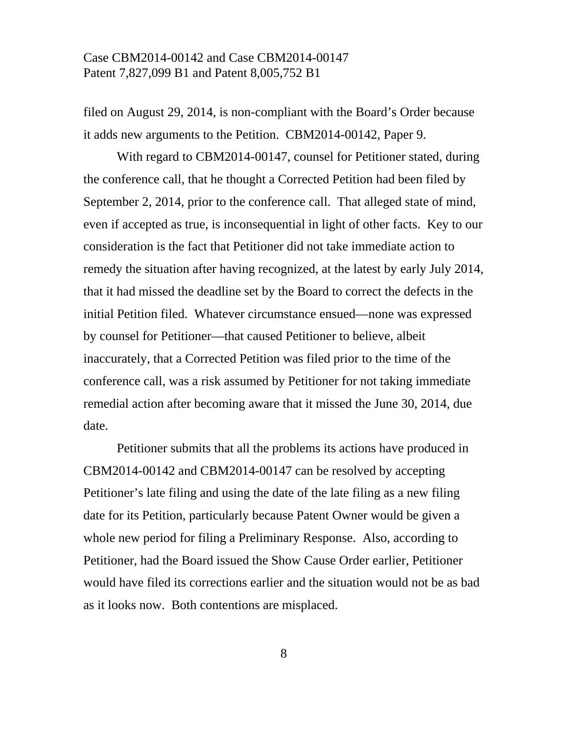filed on August 29, 2014, is non-compliant with the Board's Order because it adds new arguments to the Petition. CBM2014-00142, Paper 9.

With regard to CBM2014-00147, counsel for Petitioner stated, during the conference call, that he thought a Corrected Petition had been filed by September 2, 2014, prior to the conference call. That alleged state of mind, even if accepted as true, is inconsequential in light of other facts. Key to our consideration is the fact that Petitioner did not take immediate action to remedy the situation after having recognized, at the latest by early July 2014, that it had missed the deadline set by the Board to correct the defects in the initial Petition filed. Whatever circumstance ensued—none was expressed by counsel for Petitioner—that caused Petitioner to believe, albeit inaccurately, that a Corrected Petition was filed prior to the time of the conference call, was a risk assumed by Petitioner for not taking immediate remedial action after becoming aware that it missed the June 30, 2014, due date.

Petitioner submits that all the problems its actions have produced in CBM2014-00142 and CBM2014-00147 can be resolved by accepting Petitioner's late filing and using the date of the late filing as a new filing date for its Petition, particularly because Patent Owner would be given a whole new period for filing a Preliminary Response. Also, according to Petitioner, had the Board issued the Show Cause Order earlier, Petitioner would have filed its corrections earlier and the situation would not be as bad as it looks now. Both contentions are misplaced.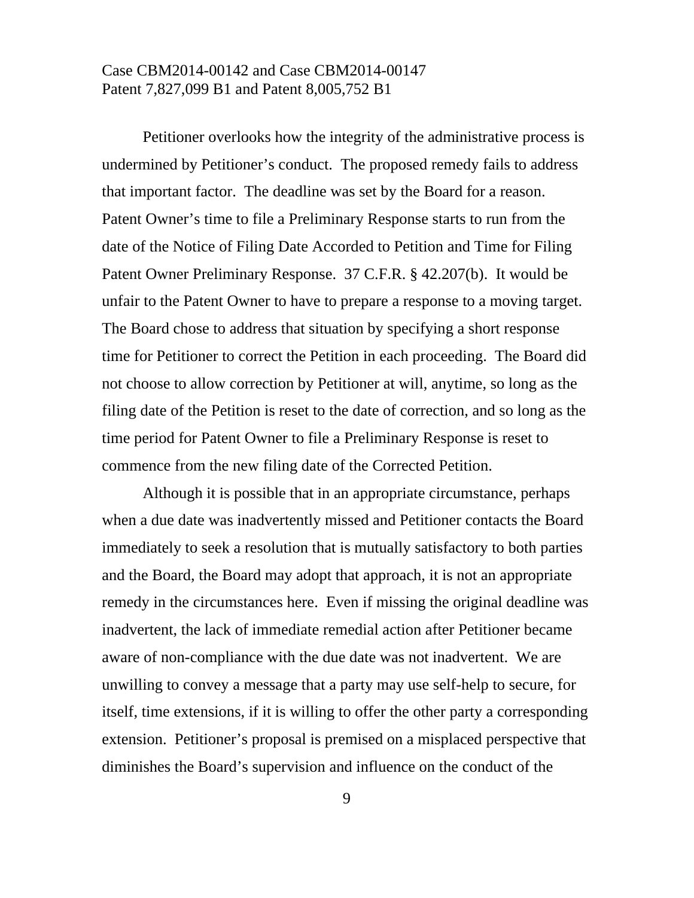Petitioner overlooks how the integrity of the administrative process is undermined by Petitioner's conduct. The proposed remedy fails to address that important factor. The deadline was set by the Board for a reason. Patent Owner's time to file a Preliminary Response starts to run from the date of the Notice of Filing Date Accorded to Petition and Time for Filing Patent Owner Preliminary Response. 37 C.F.R. § 42.207(b). It would be unfair to the Patent Owner to have to prepare a response to a moving target. The Board chose to address that situation by specifying a short response time for Petitioner to correct the Petition in each proceeding. The Board did not choose to allow correction by Petitioner at will, anytime, so long as the filing date of the Petition is reset to the date of correction, and so long as the time period for Patent Owner to file a Preliminary Response is reset to commence from the new filing date of the Corrected Petition.

Although it is possible that in an appropriate circumstance, perhaps when a due date was inadvertently missed and Petitioner contacts the Board immediately to seek a resolution that is mutually satisfactory to both parties and the Board, the Board may adopt that approach, it is not an appropriate remedy in the circumstances here. Even if missing the original deadline was inadvertent, the lack of immediate remedial action after Petitioner became aware of non-compliance with the due date was not inadvertent. We are unwilling to convey a message that a party may use self-help to secure, for itself, time extensions, if it is willing to offer the other party a corresponding extension. Petitioner's proposal is premised on a misplaced perspective that diminishes the Board's supervision and influence on the conduct of the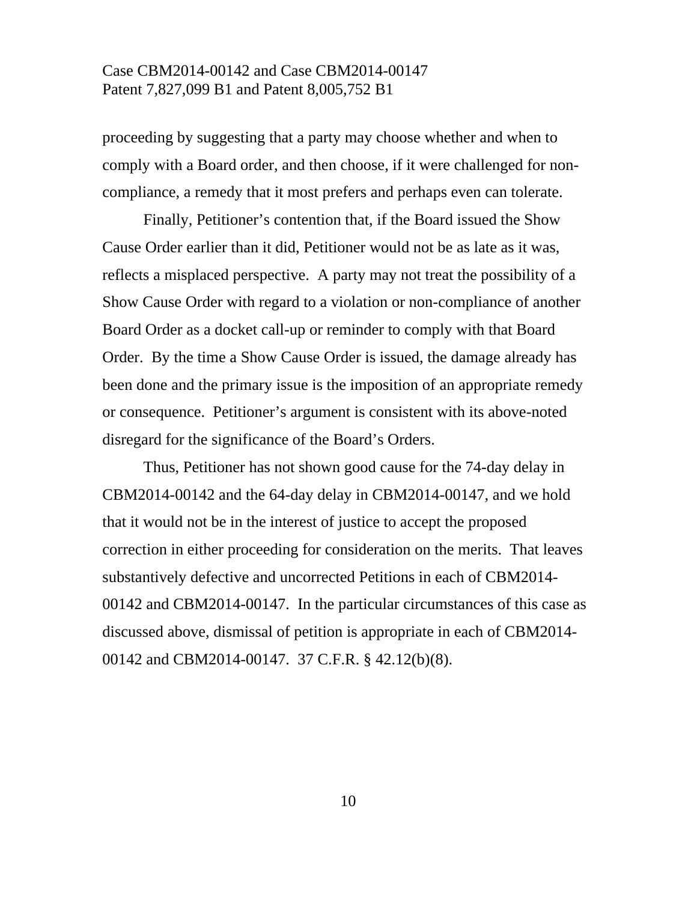proceeding by suggesting that a party may choose whether and when to comply with a Board order, and then choose, if it were challenged for non-compliance, a remedy that it most prefers and perhaps even can tolerate.

Finally, Petitioner's contention that, if the Board issued the Show Cause Order earlier than it did, Petitioner would not be as late as it was, reflects a misplaced perspective. A party may not treat the possibility of a Show Cause Order with regard to a violation or non-compliance of another Board Order as a docket call-up or reminder to comply with that Board Order. By the time a Show Cause Order is issued, the damage already has been done and the primary issue is the imposition of an appropriate remedy or consequence. Petitioner's argument is consistent with its above-noted disregard for the significance of the Board's Orders.

Thus, Petitioner has not shown good cause for the 74-day delay in CBM2014-00142 and the 64-day delay in CBM2014-00147, and we hold that it would not be in the interest of justice to accept the proposed correction in either proceeding for consideration on the merits. That leaves substantively defective and uncorrected Petitions in each of CBM2014-00142 and CBM2014-00147. In the particular circumstances of this case as discussed above, dismissal of petition is appropriate in each of CBM2014-00142 and CBM2014-00147. 37 C.F.R. § 42.12(b)(8).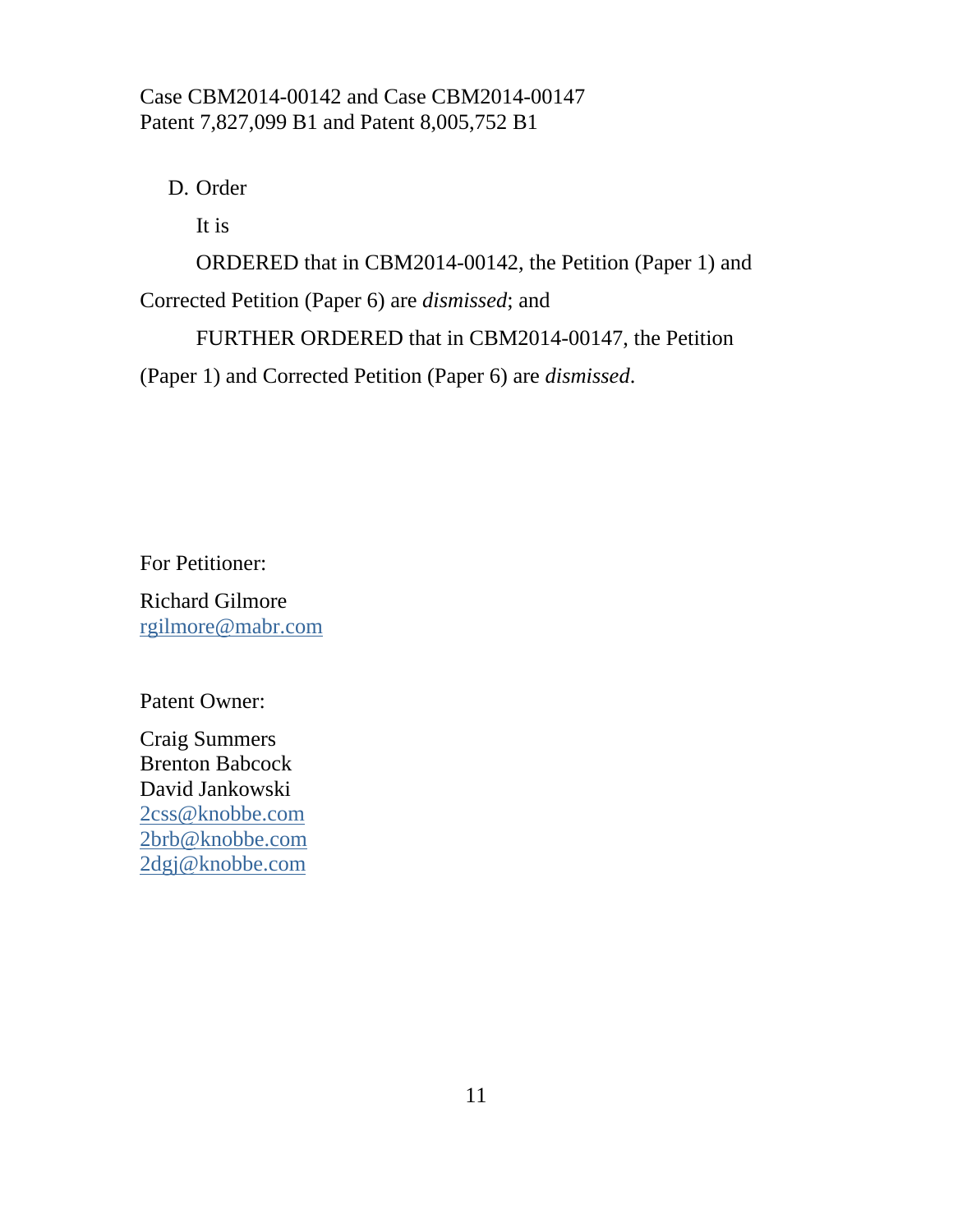### D. Order

It is

ORDERED that in CBM2014-00142, the Petition (Paper 1) and Corrected Petition (Paper 6) are *dismissed*; and

FURTHER ORDERED that in CBM2014-00147, the Petition (Paper 1) and Corrected Petition (Paper 6) are *dismissed*.

For Petitioner:

Richard Gilmore
rgilmore@mabr.com

Patent Owner:

Craig Summers
Brenton Babcock
David Jankowski
2css@knobbe.com
2brb@knobbe.com
2dgj@knobbe.com